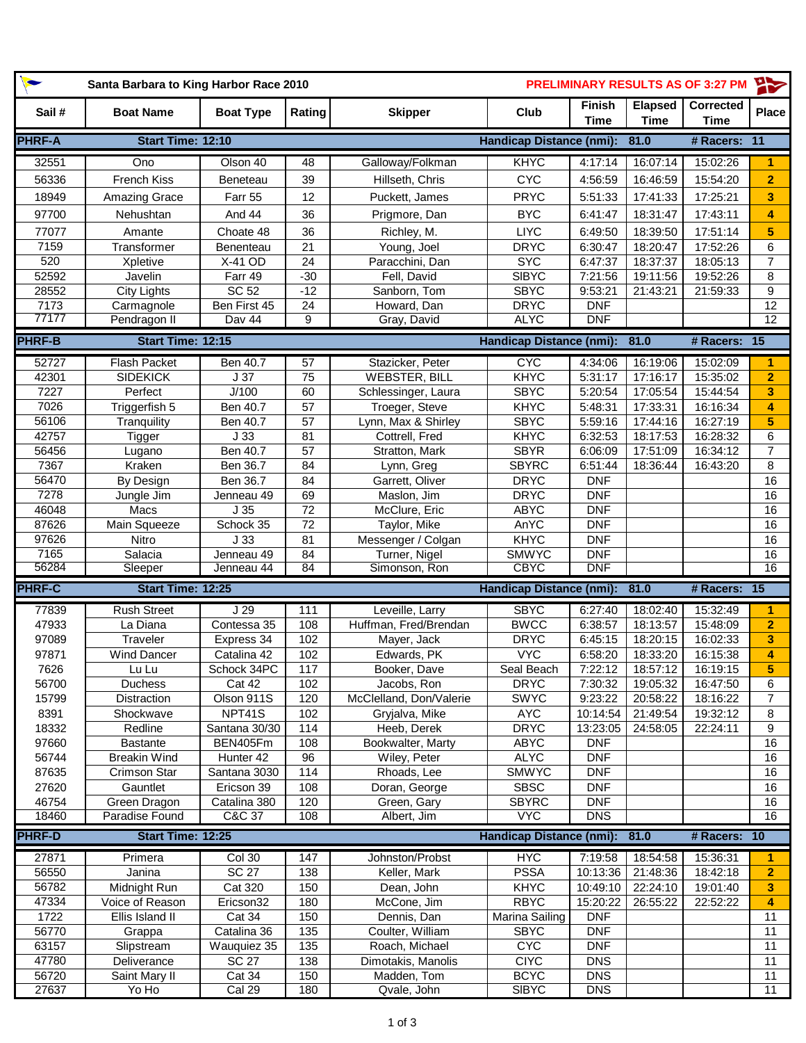# Santa Barbara to King Harbor Race 2010

**PRELIMINARY RESULTS AS OF 3:27 PM**

| Sail # | Boat Name | Boat Type | Rating | Skipper | Club | Finish Time | Elapsed Time | Corrected Time | Place |
|---|---|---|---|---|---|---|---|---|---|
| **PHRF-A** | **Start Time: 12:10** | | | | **Handicap Distance (nmi):** | **81.0** | | **# Racers:** | **11** |
| 32551 | Ono | Olson 40 | 48 | Galloway/Folkman | KHYC | 4:17:14 | 16:07:14 | 15:02:26 | 1 |
| 56336 | French Kiss | Beneteau | 39 | Hillseth, Chris | CYC | 4:56:59 | 16:46:59 | 15:54:20 | 2 |
| 18949 | Amazing Grace | Farr 55 | 12 | Puckett, James | PRYC | 5:51:33 | 17:41:33 | 17:25:21 | 3 |
| 97700 | Nehushtan | And 44 | 36 | Prigmore, Dan | BYC | 6:41:47 | 18:31:47 | 17:43:11 | 4 |
| 77077 | Amante | Choate 48 | 36 | Richley, M. | LIYC | 6:49:50 | 18:39:50 | 17:51:14 | 5 |
| 7159 | Transformer | Benenteau | 21 | Young, Joel | DRYC | 6:30:47 | 18:20:47 | 17:52:26 | 6 |
| 520 | Xpletive | X-41 OD | 24 | Paracchini, Dan | SYC | 6:47:37 | 18:37:37 | 18:05:13 | 7 |
| 52592 | Javelin | Farr 49 | -30 | Fell, David | SIBYC | 7:21:56 | 19:11:56 | 19:52:26 | 8 |
| 28552 | City Lights | SC 52 | -12 | Sanborn, Tom | SBYC | 9:53:21 | 21:43:21 | 21:59:33 | 9 |
| 7173 | Carmagnole | Ben First 45 | 24 | Howard, Dan | DRYC | DNF | | | 12 |
| 77177 | Pendragon II | Dav 44 | 9 | Gray, David | ALYC | DNF | | | 12 |
| **PHRF-B** | **Start Time: 12:15** | | | | **Handicap Distance (nmi):** | **81.0** | | **# Racers:** | **15** |
| 52727 | Flash Packet | Ben 40.7 | 57 | Stazicker, Peter | CYC | 4:34:06 | 16:19:06 | 15:02:09 | 1 |
| 42301 | SIDEKICK | J 37 | 75 | WEBSTER, BILL | KHYC | 5:31:17 | 17:16:17 | 15:35:02 | 2 |
| 7227 | Perfect | J/100 | 60 | Schlessinger, Laura | SBYC | 5:20:54 | 17:05:54 | 15:44:54 | 3 |
| 7026 | Triggerfish 5 | Ben 40.7 | 57 | Troeger, Steve | KHYC | 5:48:31 | 17:33:31 | 16:16:34 | 4 |
| 56106 | Tranquility | Ben 40.7 | 57 | Lynn, Max & Shirley | SBYC | 5:59:16 | 17:44:16 | 16:27:19 | 5 |
| 42757 | Tigger | J 33 | 81 | Cottrell, Fred | KHYC | 6:32:53 | 18:17:53 | 16:28:32 | 6 |
| 56456 | Lugano | Ben 40.7 | 57 | Stratton, Mark | SBYR | 6:06:09 | 17:51:09 | 16:34:12 | 7 |
| 7367 | Kraken | Ben 36.7 | 84 | Lynn, Greg | SBYRC | 6:51:44 | 18:36:44 | 16:43:20 | 8 |
| 56470 | By Design | Ben 36.7 | 84 | Garrett, Oliver | DRYC | DNF | | | 16 |
| 7278 | Jungle Jim | Jenneau 49 | 69 | Maslon, Jim | DRYC | DNF | | | 16 |
| 46048 | Macs | J 35 | 72 | McClure, Eric | ABYC | DNF | | | 16 |
| 87626 | Main Squeeze | Schock 35 | 72 | Taylor, Mike | AnYC | DNF | | | 16 |
| 97626 | Nitro | J 33 | 81 | Messenger / Colgan | KHYC | DNF | | | 16 |
| 7165 | Salacia | Jenneau 49 | 84 | Turner, Nigel | SMWYC | DNF | | | 16 |
| 56284 | Sleeper | Jenneau 44 | 84 | Simonson, Ron | CBYC | DNF | | | 16 |
| **PHRF-C** | **Start Time: 12:25** | | | | **Handicap Distance (nmi):** | **81.0** | | **# Racers:** | **15** |
| 77839 | Rush Street | J 29 | 111 | Leveille, Larry | SBYC | 6:27:40 | 18:02:40 | 15:32:49 | 1 |
| 47933 | La Diana | Contessa 35 | 108 | Huffman, Fred/Brendan | BWCC | 6:38:57 | 18:13:57 | 15:48:09 | 2 |
| 97089 | Traveler | Express 34 | 102 | Mayer, Jack | DRYC | 6:45:15 | 18:20:15 | 16:02:33 | 3 |
| 97871 | Wind Dancer | Catalina 42 | 102 | Edwards, PK | VYC | 6:58:20 | 18:33:20 | 16:15:38 | 4 |
| 7626 | Lu Lu | Schock 34PC | 117 | Booker, Dave | Seal Beach | 7:22:12 | 18:57:12 | 16:19:15 | 5 |
| 56700 | Duchess | Cat 42 | 102 | Jacobs, Ron | DRYC | 7:30:32 | 19:05:32 | 16:47:50 | 6 |
| 15799 | Distraction | Olson 911S | 120 | McClelland, Don/Valerie | SWYC | 9:23:22 | 20:58:22 | 18:16:22 | 7 |
| 8391 | Shockwave | NPT41S | 102 | Gryjalva, Mike | AYC | 10:14:54 | 21:49:54 | 19:32:12 | 8 |
| 18332 | Redline | Santana 30/30 | 114 | Heeb, Derek | DRYC | 13:23:05 | 24:58:05 | 22:24:11 | 9 |
| 97660 | Bastante | BEN405Fm | 108 | Bookwalter, Marty | ABYC | DNF | | | 16 |
| 56744 | Breakin Wind | Hunter 42 | 96 | Wiley, Peter | ALYC | DNF | | | 16 |
| 87635 | Crimson Star | Santana 3030 | 114 | Rhoads, Lee | SMWYC | DNF | | | 16 |
| 27620 | Gauntlet | Ericson 39 | 108 | Doran, George | SBSC | DNF | | | 16 |
| 46754 | Green Dragon | Catalina 380 | 120 | Green, Gary | SBYRC | DNF | | | 16 |
| 18460 | Paradise Found | C&C 37 | 108 | Albert, Jim | VYC | DNS | | | 16 |
| **PHRF-D** | **Start Time: 12:25** | | | | **Handicap Distance (nmi):** | **81.0** | | **# Racers:** | **10** |
| 27871 | Primera | Col 30 | 147 | Johnston/Probst | HYC | 7:19:58 | 18:54:58 | 15:36:31 | 1 |
| 56550 | Janina | SC 27 | 138 | Keller, Mark | PSSA | 10:13:36 | 21:48:36 | 18:42:18 | 2 |
| 56782 | Midnight Run | Cat 320 | 150 | Dean, John | KHYC | 10:49:10 | 22:24:10 | 19:01:40 | 3 |
| 47334 | Voice of Reason | Ericson32 | 180 | McCone, Jim | RBYC | 15:20:22 | 26:55:22 | 22:52:22 | 4 |
| 1722 | Ellis Island II | Cat 34 | 150 | Dennis, Dan | Marina Sailing | DNF | | | 11 |
| 56770 | Grappa | Catalina 36 | 135 | Coulter, William | SBYC | DNF | | | 11 |
| 63157 | Slipstream | Wauquiez 35 | 135 | Roach, Michael | CYC | DNF | | | 11 |
| 47780 | Deliverance | SC 27 | 138 | Dimotakis, Manolis | CIYC | DNS | | | 11 |
| 56720 | Saint Mary II | Cat 34 | 150 | Madden, Tom | BCYC | DNS | | | 11 |
| 27637 | Yo Ho | Cal 29 | 180 | Qvale, John | SIBYC | DNS | | | 11 |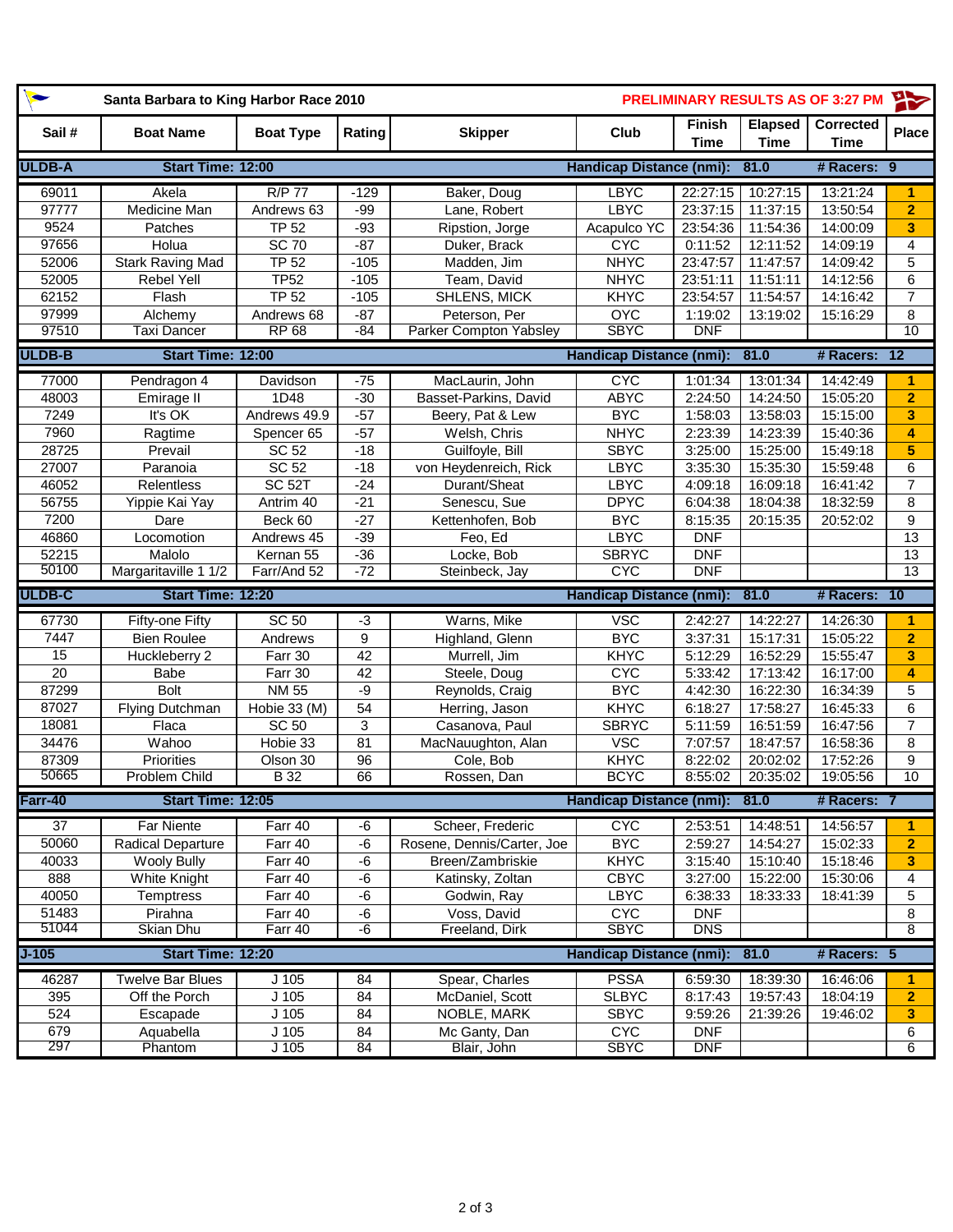# Santa Barbara to King Harbor Race 2010

**PRELIMINARY RESULTS AS OF 3:27 PM**

| Sail # | Boat Name | Boat Type | Rating | Skipper | Club | Finish Time | Elapsed Time | Corrected Time | Place |
|---|---|---|---|---|---|---|---|---|---|
| **ULDB-A** | **Start Time: 12:00** | | | | **Handicap Distance (nmi):** | **81.0** | | **# Racers: 9** | |
| 69011 | Akela | R/P 77 | -129 | Baker, Doug | LBYC | 22:27:15 | 10:27:15 | 13:21:24 | 1 |
| 97777 | Medicine Man | Andrews 63 | -99 | Lane, Robert | LBYC | 23:37:15 | 11:37:15 | 13:50:54 | 2 |
| 9524 | Patches | TP 52 | -93 | Ripstion, Jorge | Acapulco YC | 23:54:36 | 11:54:36 | 14:00:09 | 3 |
| 97656 | Holua | SC 70 | -87 | Duker, Brack | CYC | 0:11:52 | 12:11:52 | 14:09:19 | 4 |
| 52006 | Stark Raving Mad | TP 52 | -105 | Madden, Jim | NHYC | 23:47:57 | 11:47:57 | 14:09:42 | 5 |
| 52005 | Rebel Yell | TP52 | -105 | Team, David | NHYC | 23:51:11 | 11:51:11 | 14:12:56 | 6 |
| 62152 | Flash | TP 52 | -105 | SHLENS, MICK | KHYC | 23:54:57 | 11:54:57 | 14:16:42 | 7 |
| 97999 | Alchemy | Andrews 68 | -87 | Peterson, Per | OYC | 1:19:02 | 13:19:02 | 15:16:29 | 8 |
| 97510 | Taxi Dancer | RP 68 | -84 | Parker Compton Yabsley | SBYC | DNF | | | 10 |
| **ULDB-B** | **Start Time: 12:00** | | | | **Handicap Distance (nmi):** | **81.0** | | **# Racers: 12** | |
| 77000 | Pendragon 4 | Davidson | -75 | MacLaurin, John | CYC | 1:01:34 | 13:01:34 | 14:42:49 | 1 |
| 48003 | Emirage II | 1D48 | -30 | Basset-Parkins, David | ABYC | 2:24:50 | 14:24:50 | 15:05:20 | 2 |
| 7249 | It's OK | Andrews 49.9 | -57 | Beery, Pat & Lew | BYC | 1:58:03 | 13:58:03 | 15:15:00 | 3 |
| 7960 | Ragtime | Spencer 65 | -57 | Welsh, Chris | NHYC | 2:23:39 | 14:23:39 | 15:40:36 | 4 |
| 28725 | Prevail | SC 52 | -18 | Guilfoyle, Bill | SBYC | 3:25:00 | 15:25:00 | 15:49:18 | 5 |
| 27007 | Paranoia | SC 52 | -18 | von Heydenreich, Rick | LBYC | 3:35:30 | 15:35:30 | 15:59:48 | 6 |
| 46052 | Relentless | SC 52T | -24 | Durant/Sheat | LBYC | 4:09:18 | 16:09:18 | 16:41:42 | 7 |
| 56755 | Yippie Kai Yay | Antrim 40 | -21 | Senescu, Sue | DPYC | 6:04:38 | 18:04:38 | 18:32:59 | 8 |
| 7200 | Dare | Beck 60 | -27 | Kettenhofen, Bob | BYC | 8:15:35 | 20:15:35 | 20:52:02 | 9 |
| 46860 | Locomotion | Andrews 45 | -39 | Feo, Ed | LBYC | DNF | | | 13 |
| 52215 | Malolo | Kernan 55 | -36 | Locke, Bob | SBRYC | DNF | | | 13 |
| 50100 | Margaritaville 1 1/2 | Farr/And 52 | -72 | Steinbeck, Jay | CYC | DNF | | | 13 |
| **ULDB-C** | **Start Time: 12:20** | | | | **Handicap Distance (nmi):** | **81.0** | | **# Racers: 10** | |
| 67730 | Fifty-one Fifty | SC 50 | -3 | Warns, Mike | VSC | 2:42:27 | 14:22:27 | 14:26:30 | 1 |
| 7447 | Bien Roulee | Andrews | 9 | Highland, Glenn | BYC | 3:37:31 | 15:17:31 | 15:05:22 | 2 |
| 15 | Huckleberry 2 | Farr 30 | 42 | Murrell, Jim | KHYC | 5:12:29 | 16:52:29 | 15:55:47 | 3 |
| 20 | Babe | Farr 30 | 42 | Steele, Doug | CYC | 5:33:42 | 17:13:42 | 16:17:00 | 4 |
| 87299 | Bolt | NM 55 | -9 | Reynolds, Craig | BYC | 4:42:30 | 16:22:30 | 16:34:39 | 5 |
| 87027 | Flying Dutchman | Hobie 33 (M) | 54 | Herring, Jason | KHYC | 6:18:27 | 17:58:27 | 16:45:33 | 6 |
| 18081 | Flaca | SC 50 | 3 | Casanova, Paul | SBRYC | 5:11:59 | 16:51:59 | 16:47:56 | 7 |
| 34476 | Wahoo | Hobie 33 | 81 | MacNauughton, Alan | VSC | 7:07:57 | 18:47:57 | 16:58:36 | 8 |
| 87309 | Priorities | Olson 30 | 96 | Cole, Bob | KHYC | 8:22:02 | 20:02:02 | 17:52:26 | 9 |
| 50665 | Problem Child | B 32 | 66 | Rossen, Dan | BCYC | 8:55:02 | 20:35:02 | 19:05:56 | 10 |
| **Farr-40** | **Start Time: 12:05** | | | | **Handicap Distance (nmi):** | **81.0** | | **# Racers: 7** | |
| 37 | Far Niente | Farr 40 | -6 | Scheer, Frederic | CYC | 2:53:51 | 14:48:51 | 14:56:57 | 1 |
| 50060 | Radical Departure | Farr 40 | -6 | Rosene, Dennis/Carter, Joe | BYC | 2:59:27 | 14:54:27 | 15:02:33 | 2 |
| 40033 | Wooly Bully | Farr 40 | -6 | Breen/Zambriskie | KHYC | 3:15:40 | 15:10:40 | 15:18:46 | 3 |
| 888 | White Knight | Farr 40 | -6 | Katinsky, Zoltan | CBYC | 3:27:00 | 15:22:00 | 15:30:06 | 4 |
| 40050 | Temptress | Farr 40 | -6 | Godwin, Ray | LBYC | 6:38:33 | 18:33:33 | 18:41:39 | 5 |
| 51483 | Pirahna | Farr 40 | -6 | Voss, David | CYC | DNF | | | 8 |
| 51044 | Skian Dhu | Farr 40 | -6 | Freeland, Dirk | SBYC | DNS | | | 8 |
| **J-105** | **Start Time: 12:20** | | | | **Handicap Distance (nmi):** | **81.0** | | **# Racers: 5** | |
| 46287 | Twelve Bar Blues | J 105 | 84 | Spear, Charles | PSSA | 6:59:30 | 18:39:30 | 16:46:06 | 1 |
| 395 | Off the Porch | J 105 | 84 | McDaniel, Scott | SLBYC | 8:17:43 | 19:57:43 | 18:04:19 | 2 |
| 524 | Escapade | J 105 | 84 | NOBLE, MARK | SBYC | 9:59:26 | 21:39:26 | 19:46:02 | 3 |
| 679 | Aquabella | J 105 | 84 | Mc Ganty, Dan | CYC | DNF | | | 6 |
| 297 | Phantom | J 105 | 84 | Blair, John | SBYC | DNF | | | 6 |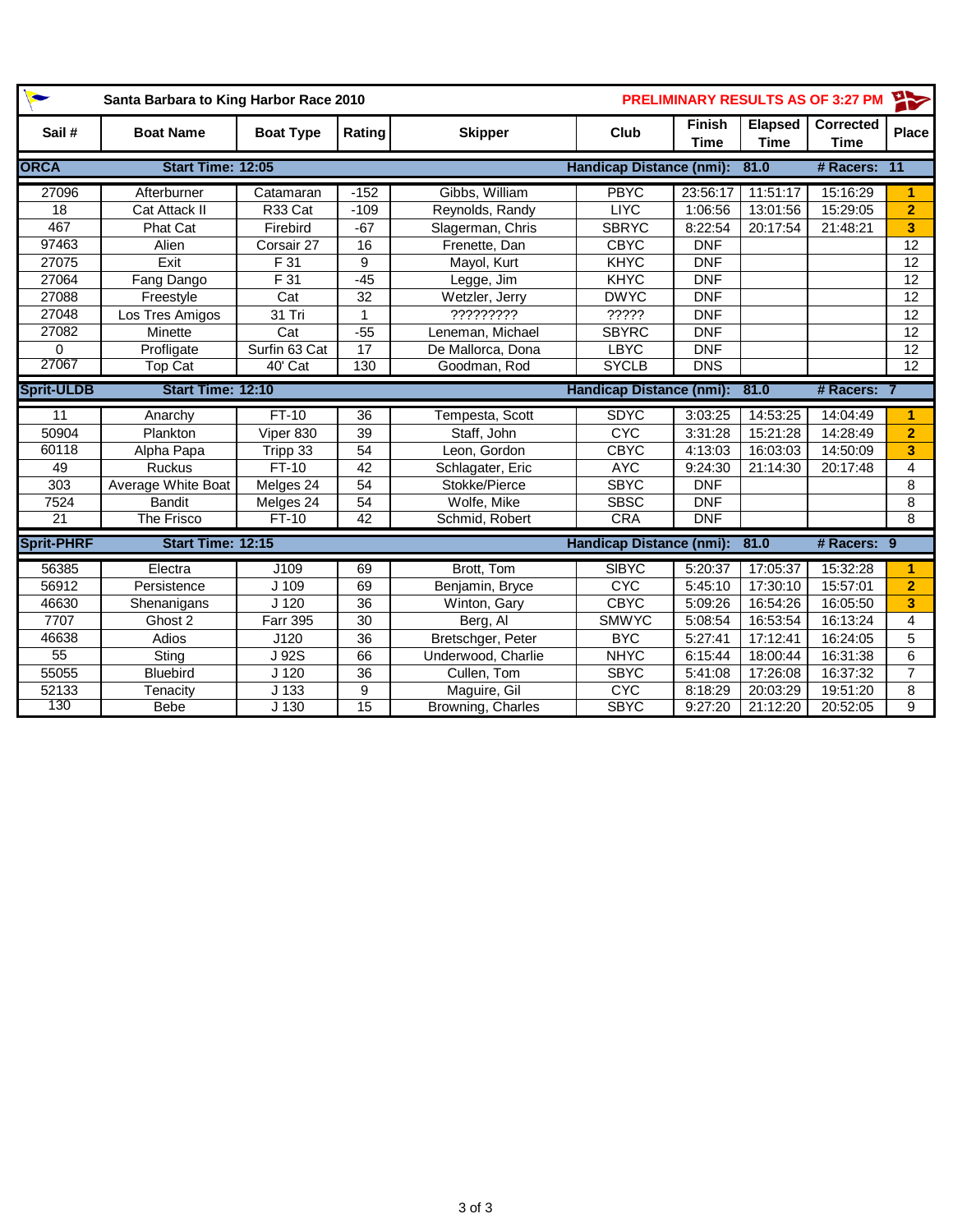Santa Barbara to King Harbor Race 2010

PRELIMINARY RESULTS AS OF 3:27 PM

| Sail # | Boat Name | Boat Type | Rating | Skipper | Club | Finish Time | Elapsed Time | Corrected Time | Place |
|---|---|---|---|---|---|---|---|---|---|
| **ORCA** | **Start Time: 12:05** | | | | **Handicap Distance (nmi):** | **81.0** | | **# Racers: 11** | |
| 27096 | Afterburner | Catamaran | -152 | Gibbs, William | PBYC | 23:56:17 | 11:51:17 | 15:16:29 | 1 |
| 18 | Cat Attack II | R33 Cat | -109 | Reynolds, Randy | LIYC | 1:06:56 | 13:01:56 | 15:29:05 | 2 |
| 467 | Phat Cat | Firebird | -67 | Slagerman, Chris | SBRYC | 8:22:54 | 20:17:54 | 21:48:21 | 3 |
| 97463 | Alien | Corsair 27 | 16 | Frenette, Dan | CBYC | DNF | | | 12 |
| 27075 | Exit | F 31 | 9 | Mayol, Kurt | KHYC | DNF | | | 12 |
| 27064 | Fang Dango | F 31 | -45 | Legge, Jim | KHYC | DNF | | | 12 |
| 27088 | Freestyle | Cat | 32 | Wetzler, Jerry | DWYC | DNF | | | 12 |
| 27048 | Los Tres Amigos | 31 Tri | 1 | ????????? | ????? | DNF | | | 12 |
| 27082 | Minette | Cat | -55 | Leneman, Michael | SBYRC | DNF | | | 12 |
| 0 | Profligate | Surfin 63 Cat | 17 | De Mallorca, Dona | LBYC | DNF | | | 12 |
| 27067 | Top Cat | 40' Cat | 130 | Goodman, Rod | SYCLB | DNS | | | 12 |
| **Sprit-ULDB** | **Start Time: 12:10** | | | | **Handicap Distance (nmi):** | **81.0** | | **# Racers: 7** | |
| 11 | Anarchy | FT-10 | 36 | Tempesta, Scott | SDYC | 3:03:25 | 14:53:25 | 14:04:49 | 1 |
| 50904 | Plankton | Viper 830 | 39 | Staff, John | CYC | 3:31:28 | 15:21:28 | 14:28:49 | 2 |
| 60118 | Alpha Papa | Tripp 33 | 54 | Leon, Gordon | CBYC | 4:13:03 | 16:03:03 | 14:50:09 | 3 |
| 49 | Ruckus | FT-10 | 42 | Schlagater, Eric | AYC | 9:24:30 | 21:14:30 | 20:17:48 | 4 |
| 303 | Average White Boat | Melges 24 | 54 | Stokke/Pierce | SBYC | DNF | | | 8 |
| 7524 | Bandit | Melges 24 | 54 | Wolfe, Mike | SBSC | DNF | | | 8 |
| 21 | The Frisco | FT-10 | 42 | Schmid, Robert | CRA | DNF | | | 8 |
| **Sprit-PHRF** | **Start Time: 12:15** | | | | **Handicap Distance (nmi):** | **81.0** | | **# Racers: 9** | |
| 56385 | Electra | J109 | 69 | Brott, Tom | SIBYC | 5:20:37 | 17:05:37 | 15:32:28 | 1 |
| 56912 | Persistence | J 109 | 69 | Benjamin, Bryce | CYC | 5:45:10 | 17:30:10 | 15:57:01 | 2 |
| 46630 | Shenanigans | J 120 | 36 | Winton, Gary | CBYC | 5:09:26 | 16:54:26 | 16:05:50 | 3 |
| 7707 | Ghost 2 | Farr 395 | 30 | Berg, Al | SMWYC | 5:08:54 | 16:53:54 | 16:13:24 | 4 |
| 46638 | Adios | J120 | 36 | Bretschger, Peter | BYC | 5:27:41 | 17:12:41 | 16:24:05 | 5 |
| 55 | Sting | J 92S | 66 | Underwood, Charlie | NHYC | 6:15:44 | 18:00:44 | 16:31:38 | 6 |
| 55055 | Bluebird | J 120 | 36 | Cullen, Tom | SBYC | 5:41:08 | 17:26:08 | 16:37:32 | 7 |
| 52133 | Tenacity | J 133 | 9 | Maguire, Gil | CYC | 8:18:29 | 20:03:29 | 19:51:20 | 8 |
| 130 | Bebe | J 130 | 15 | Browning, Charles | SBYC | 9:27:20 | 21:12:20 | 20:52:05 | 9 |